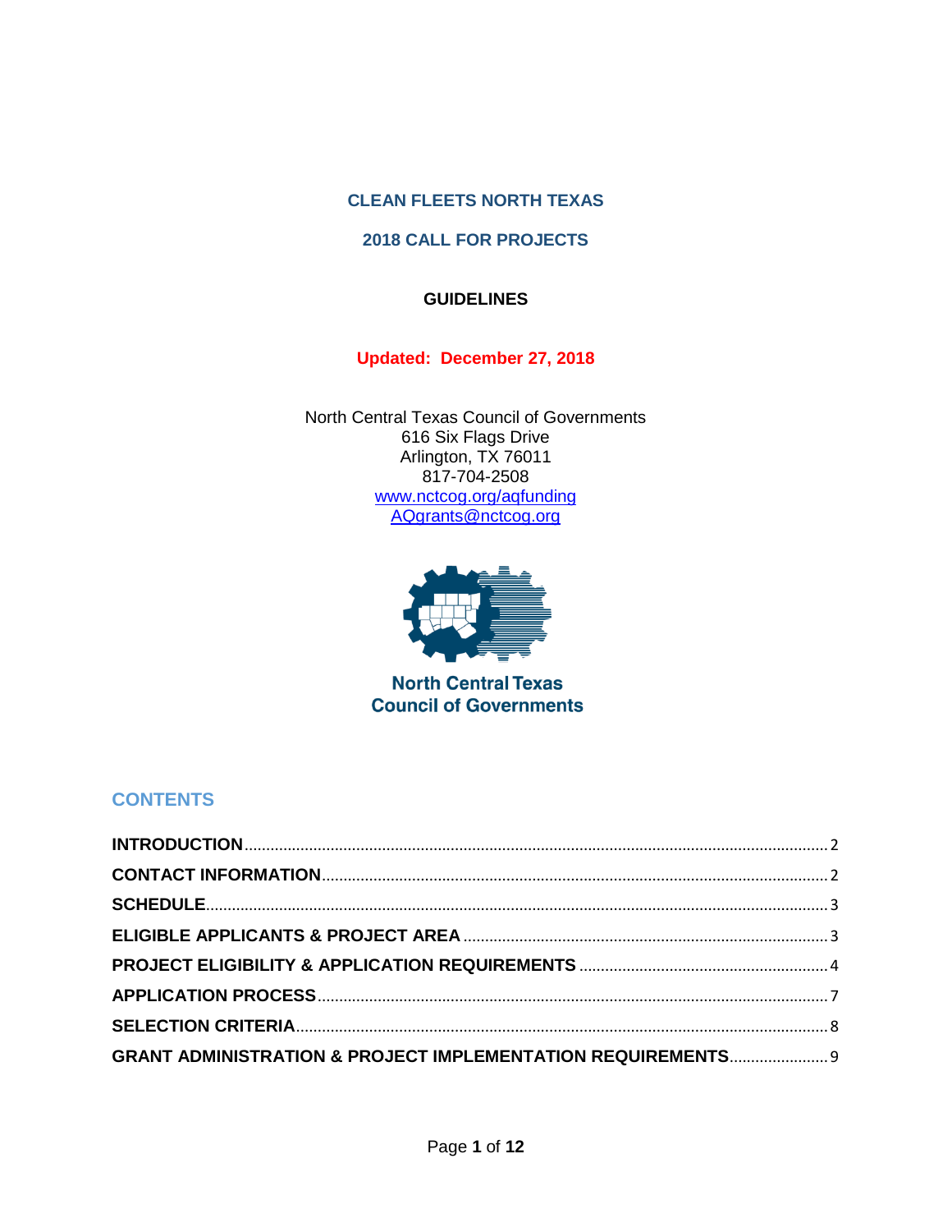# CLEAN FLEETS NORTH TEXAS

## 2018 CALL FOR PROJECTS

### GUIDELINES

**Updated: December 27, 2018**

North Central Texas Council of Governments
616 Six Flags Drive
Arlington, TX 76011
817-704-2508
www.nctcog.org/aqfunding
AQgrants@nctcog.org

North Central Texas Council of Governments

## CONTENTS

- **INTRODUCTION** ........ 2
- **CONTACT INFORMATION** ........ 2
- **SCHEDULE** ........ 3
- **ELIGIBLE APPLICANTS & PROJECT AREA** ........ 3
- **PROJECT ELIGIBILITY & APPLICATION REQUIREMENTS** ........ 4
- **APPLICATION PROCESS** ........ 7
- **SELECTION CRITERIA** ........ 8
- **GRANT ADMINISTRATION & PROJECT IMPLEMENTATION REQUIREMENTS** ........ 9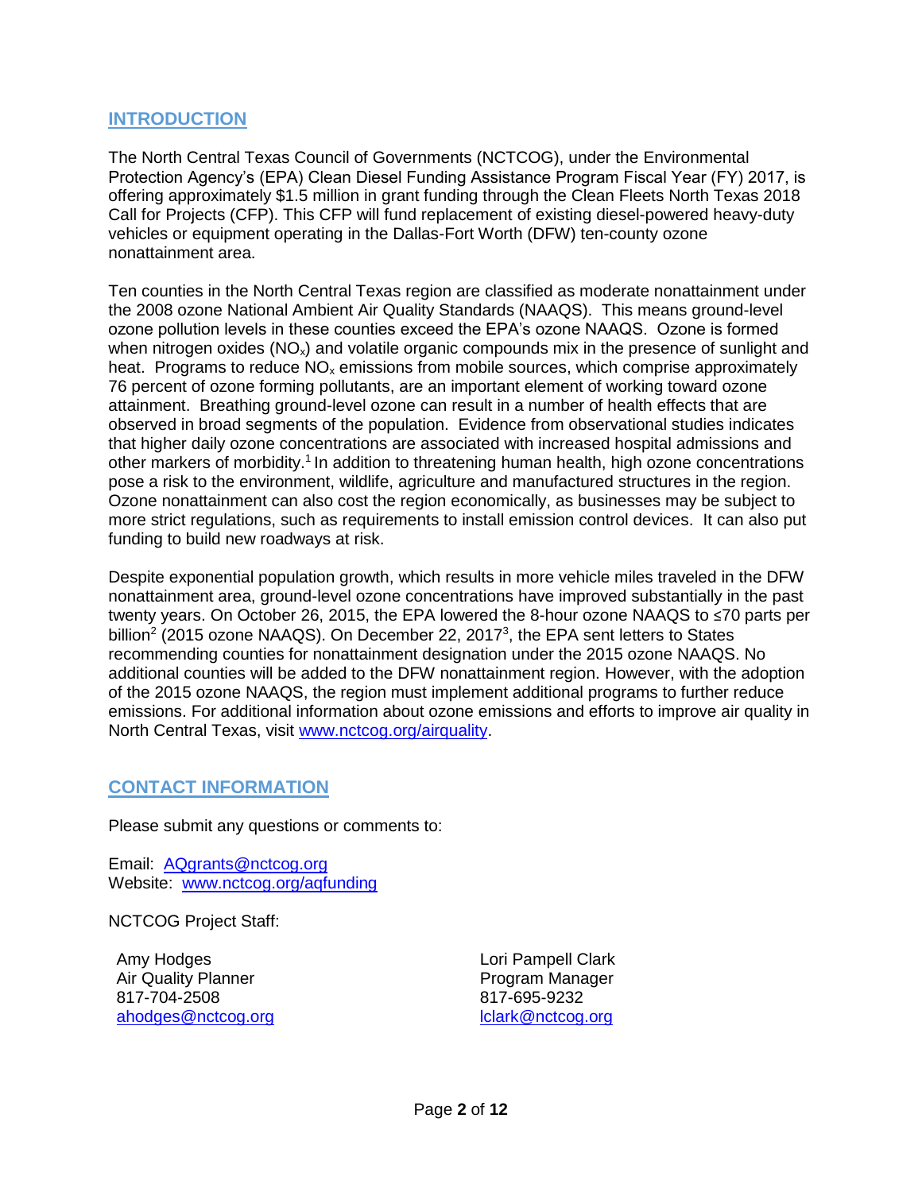## INTRODUCTION

The North Central Texas Council of Governments (NCTCOG), under the Environmental Protection Agency's (EPA) Clean Diesel Funding Assistance Program Fiscal Year (FY) 2017, is offering approximately $1.5 million in grant funding through the Clean Fleets North Texas 2018 Call for Projects (CFP). This CFP will fund replacement of existing diesel-powered heavy-duty vehicles or equipment operating in the Dallas-Fort Worth (DFW) ten-county ozone nonattainment area.

Ten counties in the North Central Texas region are classified as moderate nonattainment under the 2008 ozone National Ambient Air Quality Standards (NAAQS). This means ground-level ozone pollution levels in these counties exceed the EPA's ozone NAAQS. Ozone is formed when nitrogen oxides ($NO_x$) and volatile organic compounds mix in the presence of sunlight and heat. Programs to reduce $NO_x$ emissions from mobile sources, which comprise approximately 76 percent of ozone forming pollutants, are an important element of working toward ozone attainment. Breathing ground-level ozone can result in a number of health effects that are observed in broad segments of the population. Evidence from observational studies indicates that higher daily ozone concentrations are associated with increased hospital admissions and other markers of morbidity.[1] In addition to threatening human health, high ozone concentrations pose a risk to the environment, wildlife, agriculture and manufactured structures in the region. Ozone nonattainment can also cost the region economically, as businesses may be subject to more strict regulations, such as requirements to install emission control devices. It can also put funding to build new roadways at risk.

Despite exponential population growth, which results in more vehicle miles traveled in the DFW nonattainment area, ground-level ozone concentrations have improved substantially in the past twenty years. On October 26, 2015, the EPA lowered the 8-hour ozone NAAQS to ≤70 parts per billion[2] (2015 ozone NAAQS). On December 22, 2017[3], the EPA sent letters to States recommending counties for nonattainment designation under the 2015 ozone NAAQS. No additional counties will be added to the DFW nonattainment region. However, with the adoption of the 2015 ozone NAAQS, the region must implement additional programs to further reduce emissions. For additional information about ozone emissions and efforts to improve air quality in North Central Texas, visit www.nctcog.org/airquality.

## CONTACT INFORMATION

Please submit any questions or comments to:

Email: AQgrants@nctcog.org
Website: www.nctcog.org/aqfunding

NCTCOG Project Staff:

Amy Hodges
Air Quality Planner
817-704-2508
ahodges@nctcog.org

Lori Pampell Clark
Program Manager
817-695-9232
lclark@nctcog.org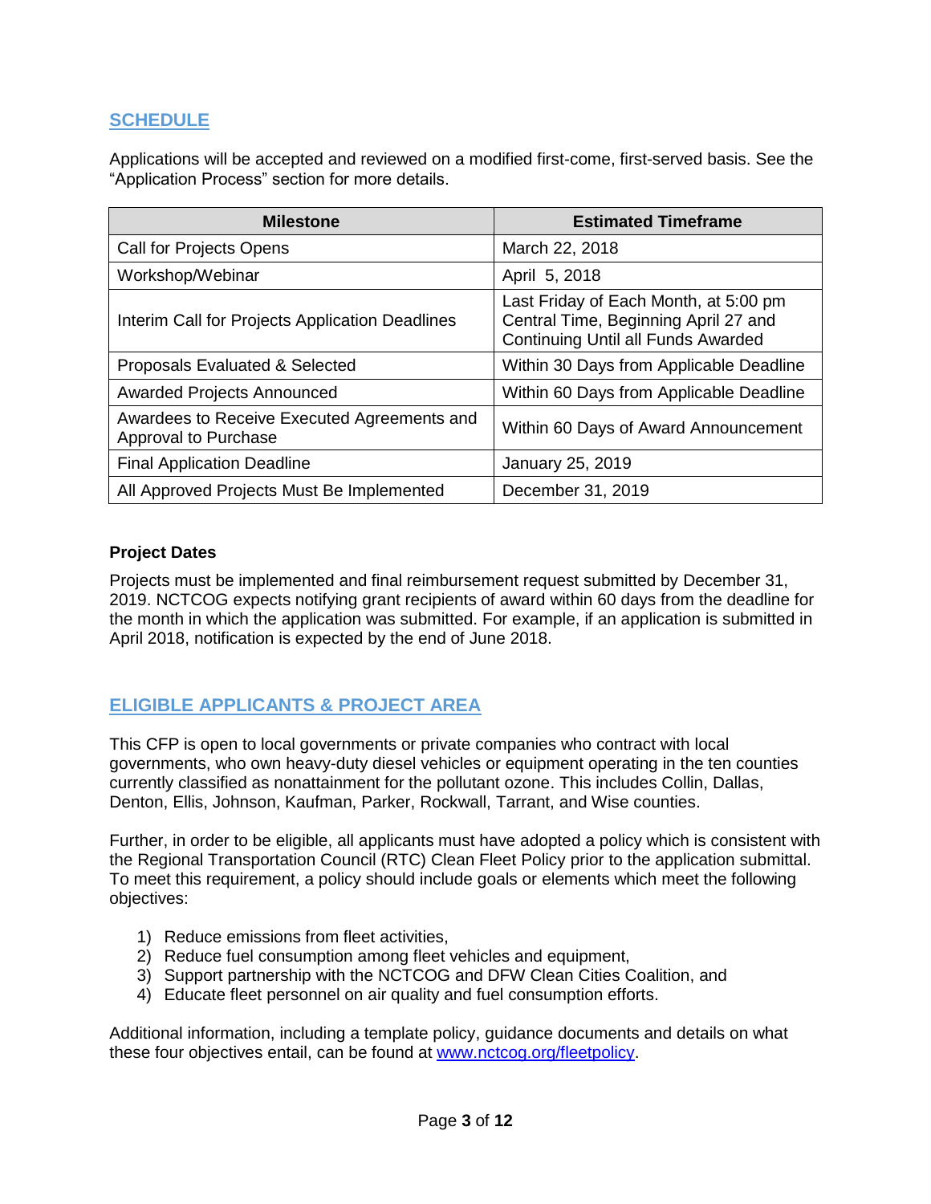## SCHEDULE

Applications will be accepted and reviewed on a modified first-come, first-served basis. See the "Application Process" section for more details.

| Milestone | Estimated Timeframe |
|---|---|
| Call for Projects Opens | March 22, 2018 |
| Workshop/Webinar | April 5, 2018 |
| Interim Call for Projects Application Deadlines | Last Friday of Each Month, at 5:00 pm Central Time, Beginning April 27 and Continuing Until all Funds Awarded |
| Proposals Evaluated & Selected | Within 30 Days from Applicable Deadline |
| Awarded Projects Announced | Within 60 Days from Applicable Deadline |
| Awardees to Receive Executed Agreements and Approval to Purchase | Within 60 Days of Award Announcement |
| Final Application Deadline | January 25, 2019 |
| All Approved Projects Must Be Implemented | December 31, 2019 |

**Project Dates**

Projects must be implemented and final reimbursement request submitted by December 31, 2019. NCTCOG expects notifying grant recipients of award within 60 days from the deadline for the month in which the application was submitted. For example, if an application is submitted in April 2018, notification is expected by the end of June 2018.

## ELIGIBLE APPLICANTS & PROJECT AREA

This CFP is open to local governments or private companies who contract with local governments, who own heavy-duty diesel vehicles or equipment operating in the ten counties currently classified as nonattainment for the pollutant ozone. This includes Collin, Dallas, Denton, Ellis, Johnson, Kaufman, Parker, Rockwall, Tarrant, and Wise counties.

Further, in order to be eligible, all applicants must have adopted a policy which is consistent with the Regional Transportation Council (RTC) Clean Fleet Policy prior to the application submittal. To meet this requirement, a policy should include goals or elements which meet the following objectives:

1) Reduce emissions from fleet activities,
2) Reduce fuel consumption among fleet vehicles and equipment,
3) Support partnership with the NCTCOG and DFW Clean Cities Coalition, and
4) Educate fleet personnel on air quality and fuel consumption efforts.

Additional information, including a template policy, guidance documents and details on what these four objectives entail, can be found at www.nctcog.org/fleetpolicy.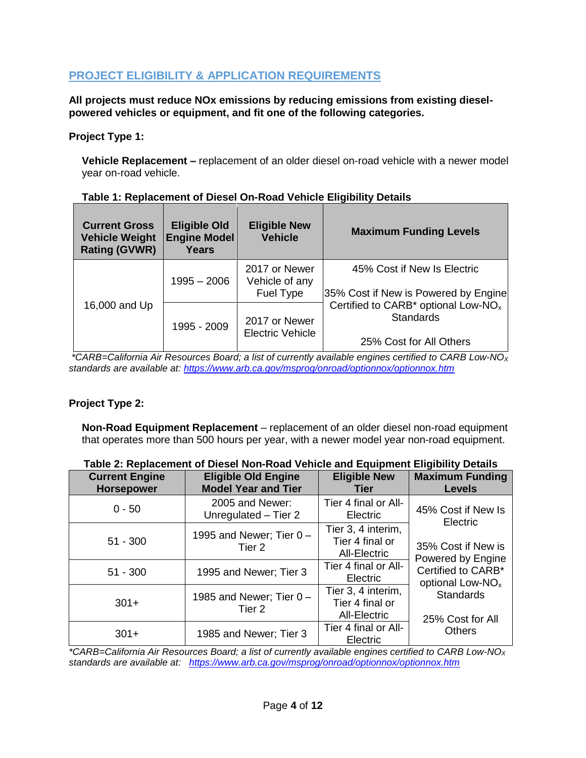## PROJECT ELIGIBILITY & APPLICATION REQUIREMENTS

**All projects must reduce NOx emissions by reducing emissions from existing diesel-powered vehicles or equipment, and fit one of the following categories.**

**Project Type 1:**

**Vehicle Replacement –** replacement of an older diesel on-road vehicle with a newer model year on-road vehicle.

**Table 1: Replacement of Diesel On-Road Vehicle Eligibility Details**

| Current Gross Vehicle Weight Rating (GVWR) | Eligible Old Engine Model Years | Eligible New Vehicle | Maximum Funding Levels |
|---|---|---|---|
| 16,000 and Up | 1995 – 2006 | 2017 or Newer Vehicle of any Fuel Type | 45% Cost if New Is Electric<br><br>35% Cost if New is Powered by Engine Certified to CARB* optional Low-$NO_x$ Standards<br><br>25% Cost for All Others |
| | 1995 - 2009 | 2017 or Newer Electric Vehicle | |

*CARB=California Air Resources Board; a list of currently available engines certified to CARB Low-$NO_X$ standards are available at: https://www.arb.ca.gov/msprog/onroad/optionnox/optionnox.htm*

**Project Type 2:**

**Non-Road Equipment Replacement** – replacement of an older diesel non-road equipment that operates more than 500 hours per year, with a newer model year non-road equipment.

**Table 2: Replacement of Diesel Non-Road Vehicle and Equipment Eligibility Details**

| Current Engine Horsepower | Eligible Old Engine Model Year and Tier | Eligible New Tier | Maximum Funding Levels |
|---|---|---|---|
| 0 - 50 | 2005 and Newer: Unregulated – Tier 2 | Tier 4 final or All-Electric | 45% Cost if New Is Electric<br><br>35% Cost if New is Powered by Engine Certified to CARB* optional Low-$NO_x$ Standards<br><br>25% Cost for All Others |
| 51 - 300 | 1995 and Newer; Tier 0 – Tier 2 | Tier 3, 4 interim, Tier 4 final or All-Electric | |
| 51 - 300 | 1995 and Newer; Tier 3 | Tier 4 final or All-Electric | |
| 301+ | 1985 and Newer; Tier 0 – Tier 2 | Tier 3, 4 interim, Tier 4 final or All-Electric | |
| 301+ | 1985 and Newer; Tier 3 | Tier 4 final or All-Electric | |

*CARB=California Air Resources Board; a list of currently available engines certified to CARB Low-$NO_X$ standards are available at: https://www.arb.ca.gov/msprog/onroad/optionnox/optionnox.htm*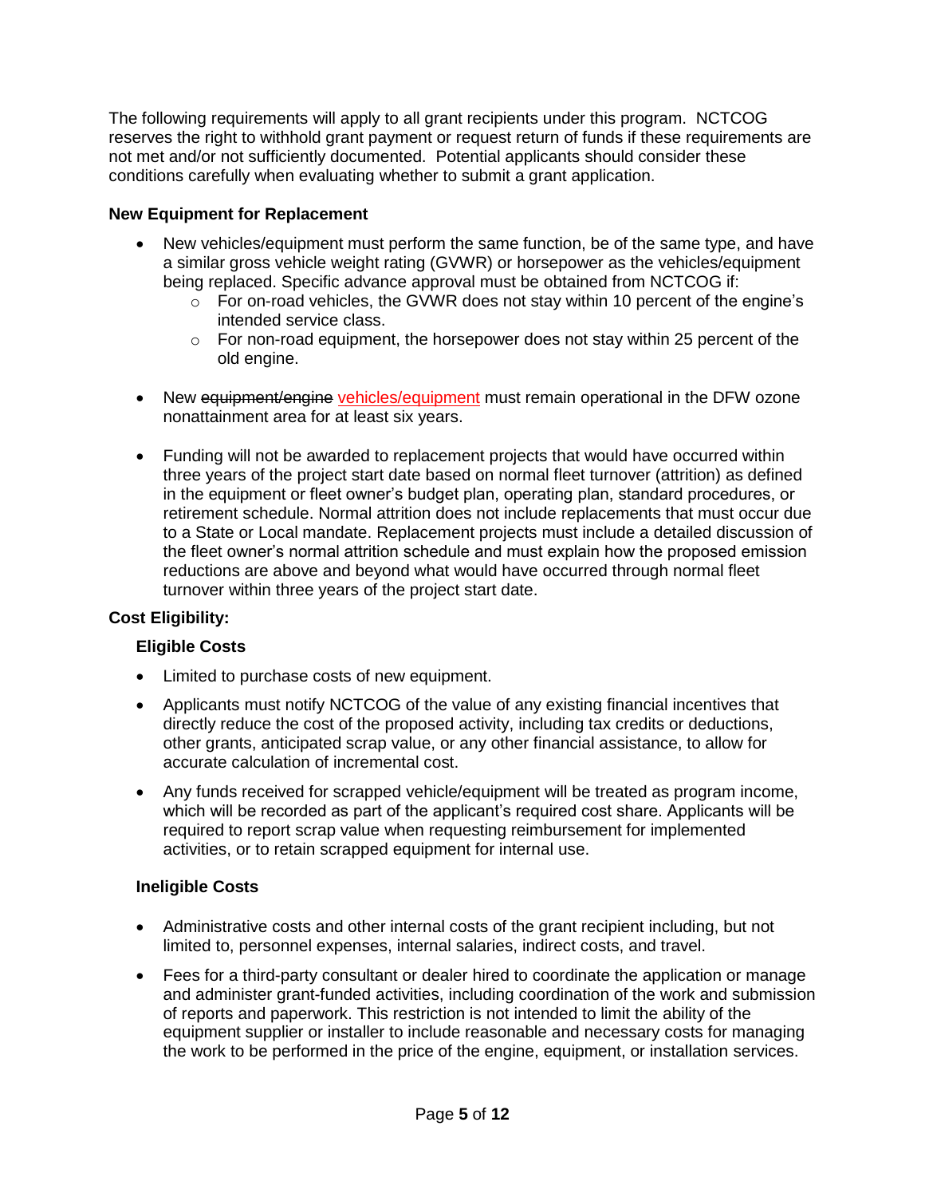The following requirements will apply to all grant recipients under this program. NCTCOG reserves the right to withhold grant payment or request return of funds if these requirements are not met and/or not sufficiently documented. Potential applicants should consider these conditions carefully when evaluating whether to submit a grant application.

**New Equipment for Replacement**

- New vehicles/equipment must perform the same function, be of the same type, and have a similar gross vehicle weight rating (GVWR) or horsepower as the vehicles/equipment being replaced. Specific advance approval must be obtained from NCTCOG if:
  - For on-road vehicles, the GVWR does not stay within 10 percent of the engine's intended service class.
  - For non-road equipment, the horsepower does not stay within 25 percent of the old engine.
- New ~~equipment/engine~~ vehicles/equipment must remain operational in the DFW ozone nonattainment area for at least six years.
- Funding will not be awarded to replacement projects that would have occurred within three years of the project start date based on normal fleet turnover (attrition) as defined in the equipment or fleet owner's budget plan, operating plan, standard procedures, or retirement schedule. Normal attrition does not include replacements that must occur due to a State or Local mandate. Replacement projects must include a detailed discussion of the fleet owner's normal attrition schedule and must explain how the proposed emission reductions are above and beyond what would have occurred through normal fleet turnover within three years of the project start date.

**Cost Eligibility:**

**Eligible Costs**

- Limited to purchase costs of new equipment.
- Applicants must notify NCTCOG of the value of any existing financial incentives that directly reduce the cost of the proposed activity, including tax credits or deductions, other grants, anticipated scrap value, or any other financial assistance, to allow for accurate calculation of incremental cost.
- Any funds received for scrapped vehicle/equipment will be treated as program income, which will be recorded as part of the applicant's required cost share. Applicants will be required to report scrap value when requesting reimbursement for implemented activities, or to retain scrapped equipment for internal use.

**Ineligible Costs**

- Administrative costs and other internal costs of the grant recipient including, but not limited to, personnel expenses, internal salaries, indirect costs, and travel.
- Fees for a third-party consultant or dealer hired to coordinate the application or manage and administer grant-funded activities, including coordination of the work and submission of reports and paperwork. This restriction is not intended to limit the ability of the equipment supplier or installer to include reasonable and necessary costs for managing the work to be performed in the price of the engine, equipment, or installation services.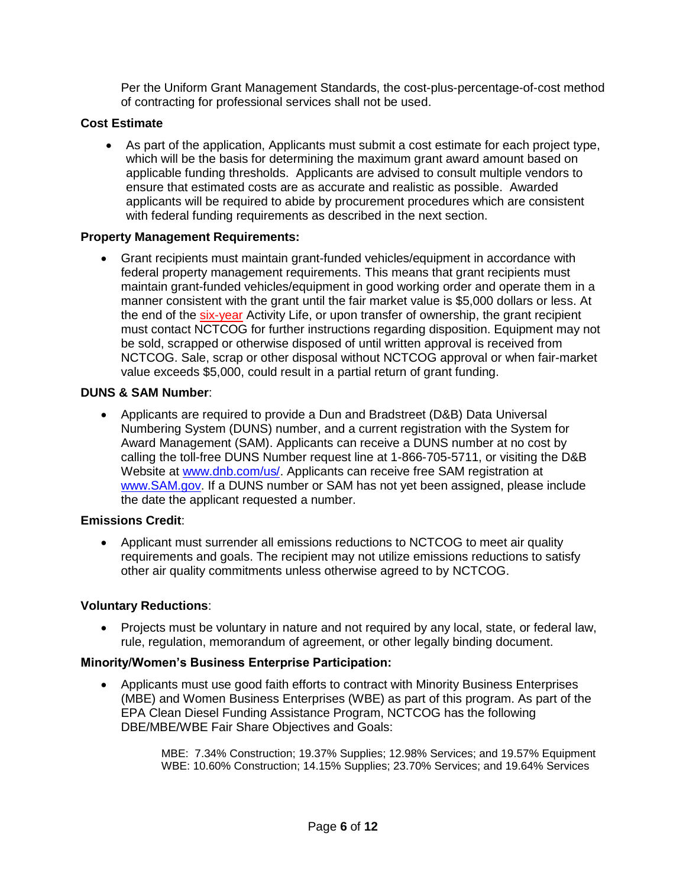Per the Uniform Grant Management Standards, the cost-plus-percentage-of-cost method of contracting for professional services shall not be used.

**Cost Estimate**

- As part of the application, Applicants must submit a cost estimate for each project type, which will be the basis for determining the maximum grant award amount based on applicable funding thresholds. Applicants are advised to consult multiple vendors to ensure that estimated costs are as accurate and realistic as possible. Awarded applicants will be required to abide by procurement procedures which are consistent with federal funding requirements as described in the next section.

**Property Management Requirements:**

- Grant recipients must maintain grant-funded vehicles/equipment in accordance with federal property management requirements. This means that grant recipients must maintain grant-funded vehicles/equipment in good working order and operate them in a manner consistent with the grant until the fair market value is $5,000 dollars or less. At the end of the six-year Activity Life, or upon transfer of ownership, the grant recipient must contact NCTCOG for further instructions regarding disposition. Equipment may not be sold, scrapped or otherwise disposed of until written approval is received from NCTCOG. Sale, scrap or other disposal without NCTCOG approval or when fair-market value exceeds $5,000, could result in a partial return of grant funding.

**DUNS & SAM Number**:

- Applicants are required to provide a Dun and Bradstreet (D&B) Data Universal Numbering System (DUNS) number, and a current registration with the System for Award Management (SAM). Applicants can receive a DUNS number at no cost by calling the toll-free DUNS Number request line at 1-866-705-5711, or visiting the D&B Website at www.dnb.com/us/. Applicants can receive free SAM registration at www.SAM.gov. If a DUNS number or SAM has not yet been assigned, please include the date the applicant requested a number.

**Emissions Credit**:

- Applicant must surrender all emissions reductions to NCTCOG to meet air quality requirements and goals. The recipient may not utilize emissions reductions to satisfy other air quality commitments unless otherwise agreed to by NCTCOG.

**Voluntary Reductions**:

- Projects must be voluntary in nature and not required by any local, state, or federal law, rule, regulation, memorandum of agreement, or other legally binding document.

**Minority/Women's Business Enterprise Participation:**

- Applicants must use good faith efforts to contract with Minority Business Enterprises (MBE) and Women Business Enterprises (WBE) as part of this program. As part of the EPA Clean Diesel Funding Assistance Program, NCTCOG has the following DBE/MBE/WBE Fair Share Objectives and Goals:

  MBE: 7.34% Construction; 19.37% Supplies; 12.98% Services; and 19.57% Equipment
  WBE: 10.60% Construction; 14.15% Supplies; 23.70% Services; and 19.64% Services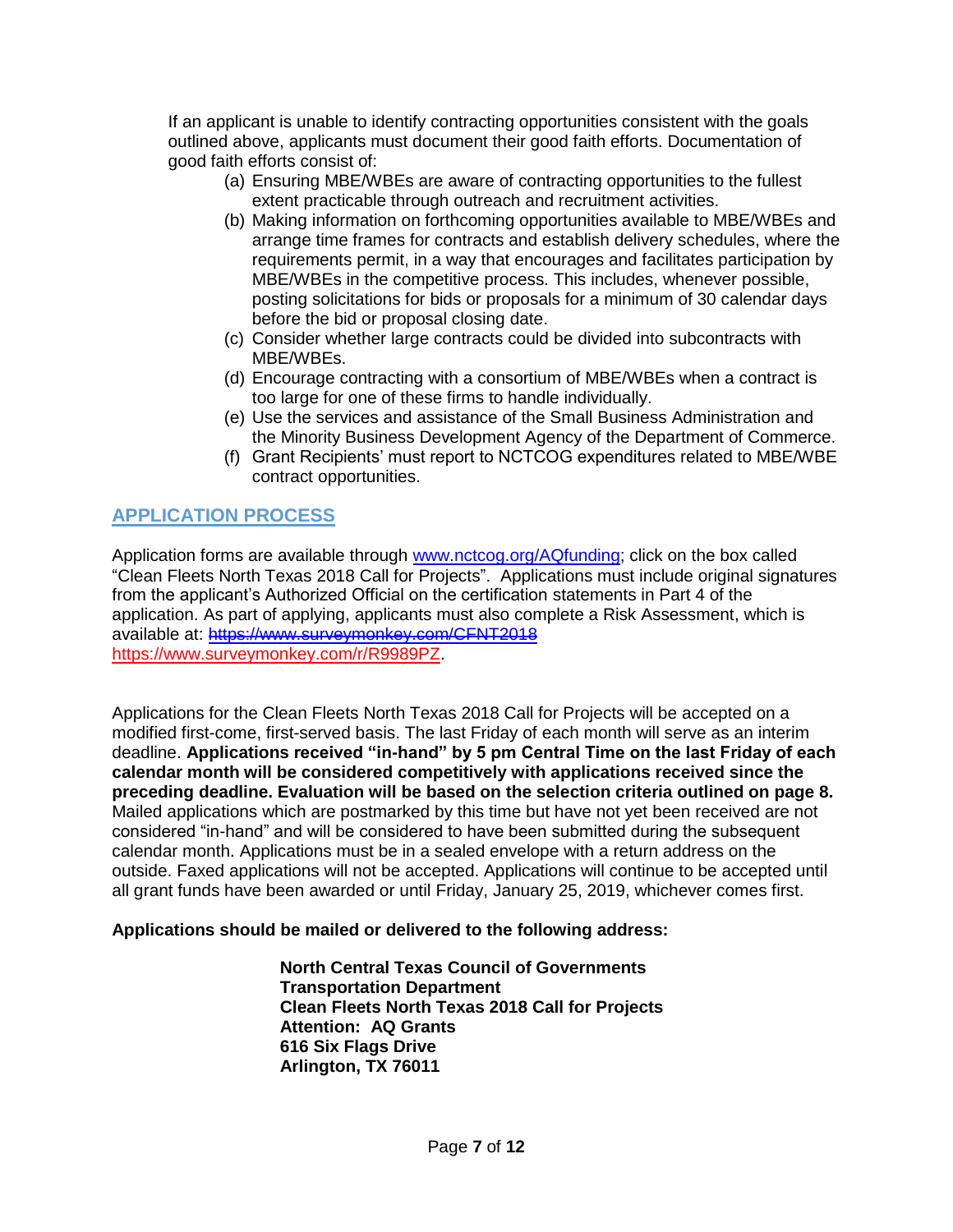If an applicant is unable to identify contracting opportunities consistent with the goals outlined above, applicants must document their good faith efforts. Documentation of good faith efforts consist of:

(a) Ensuring MBE/WBEs are aware of contracting opportunities to the fullest extent practicable through outreach and recruitment activities.

(b) Making information on forthcoming opportunities available to MBE/WBEs and arrange time frames for contracts and establish delivery schedules, where the requirements permit, in a way that encourages and facilitates participation by MBE/WBEs in the competitive process. This includes, whenever possible, posting solicitations for bids or proposals for a minimum of 30 calendar days before the bid or proposal closing date.

(c) Consider whether large contracts could be divided into subcontracts with MBE/WBEs.

(d) Encourage contracting with a consortium of MBE/WBEs when a contract is too large for one of these firms to handle individually.

(e) Use the services and assistance of the Small Business Administration and the Minority Business Development Agency of the Department of Commerce.

(f) Grant Recipients' must report to NCTCOG expenditures related to MBE/WBE contract opportunities.

## APPLICATION PROCESS

Application forms are available through www.nctcog.org/AQfunding; click on the box called "Clean Fleets North Texas 2018 Call for Projects". Applications must include original signatures from the applicant's Authorized Official on the certification statements in Part 4 of the application. As part of applying, applicants must also complete a Risk Assessment, which is available at: ~~https://www.surveymonkey.com/CFNT2018~~ https://www.surveymonkey.com/r/R9989PZ.

Applications for the Clean Fleets North Texas 2018 Call for Projects will be accepted on a modified first-come, first-served basis. The last Friday of each month will serve as an interim deadline. **Applications received "in-hand" by 5 pm Central Time on the last Friday of each calendar month will be considered competitively with applications received since the preceding deadline. Evaluation will be based on the selection criteria outlined on page 8.** Mailed applications which are postmarked by this time but have not yet been received are not considered "in-hand" and will be considered to have been submitted during the subsequent calendar month. Applications must be in a sealed envelope with a return address on the outside. Faxed applications will not be accepted. Applications will continue to be accepted until all grant funds have been awarded or until Friday, January 25, 2019, whichever comes first.

**Applications should be mailed or delivered to the following address:**

**North Central Texas Council of Governments**
**Transportation Department**
**Clean Fleets North Texas 2018 Call for Projects**
**Attention: AQ Grants**
**616 Six Flags Drive**
**Arlington, TX 76011**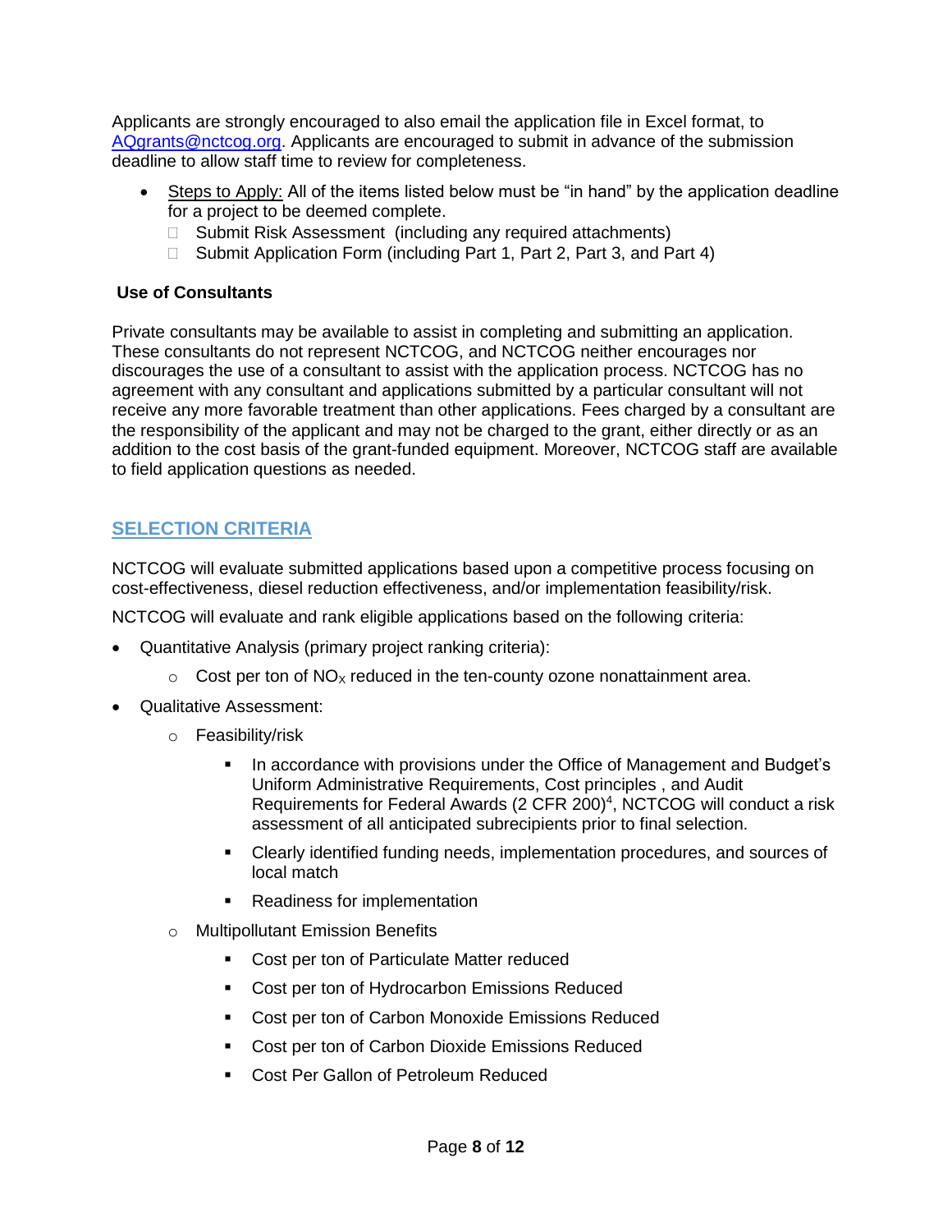Applicants are strongly encouraged to also email the application file in Excel format, to AQgrants@nctcog.org. Applicants are encouraged to submit in advance of the submission deadline to allow staff time to review for completeness.

- Steps to Apply: All of the items listed below must be "in hand" by the application deadline for a project to be deemed complete.
  - ☐ Submit Risk Assessment (including any required attachments)
  - ☐ Submit Application Form (including Part 1, Part 2, Part 3, and Part 4)

**Use of Consultants**

Private consultants may be available to assist in completing and submitting an application. These consultants do not represent NCTCOG, and NCTCOG neither encourages nor discourages the use of a consultant to assist with the application process. NCTCOG has no agreement with any consultant and applications submitted by a particular consultant will not receive any more favorable treatment than other applications. Fees charged by a consultant are the responsibility of the applicant and may not be charged to the grant, either directly or as an addition to the cost basis of the grant-funded equipment. Moreover, NCTCOG staff are available to field application questions as needed.

## SELECTION CRITERIA

NCTCOG will evaluate submitted applications based upon a competitive process focusing on cost-effectiveness, diesel reduction effectiveness, and/or implementation feasibility/risk.

NCTCOG will evaluate and rank eligible applications based on the following criteria:

- Quantitative Analysis (primary project ranking criteria):
  - Cost per ton of $NO_X$ reduced in the ten-county ozone nonattainment area.
- Qualitative Assessment:
  - Feasibility/risk
    - In accordance with provisions under the Office of Management and Budget's Uniform Administrative Requirements, Cost principles , and Audit Requirements for Federal Awards (2 CFR 200)[4], NCTCOG will conduct a risk assessment of all anticipated subrecipients prior to final selection.
    - Clearly identified funding needs, implementation procedures, and sources of local match
    - Readiness for implementation
  - Multipollutant Emission Benefits
    - Cost per ton of Particulate Matter reduced
    - Cost per ton of Hydrocarbon Emissions Reduced
    - Cost per ton of Carbon Monoxide Emissions Reduced
    - Cost per ton of Carbon Dioxide Emissions Reduced
    - Cost Per Gallon of Petroleum Reduced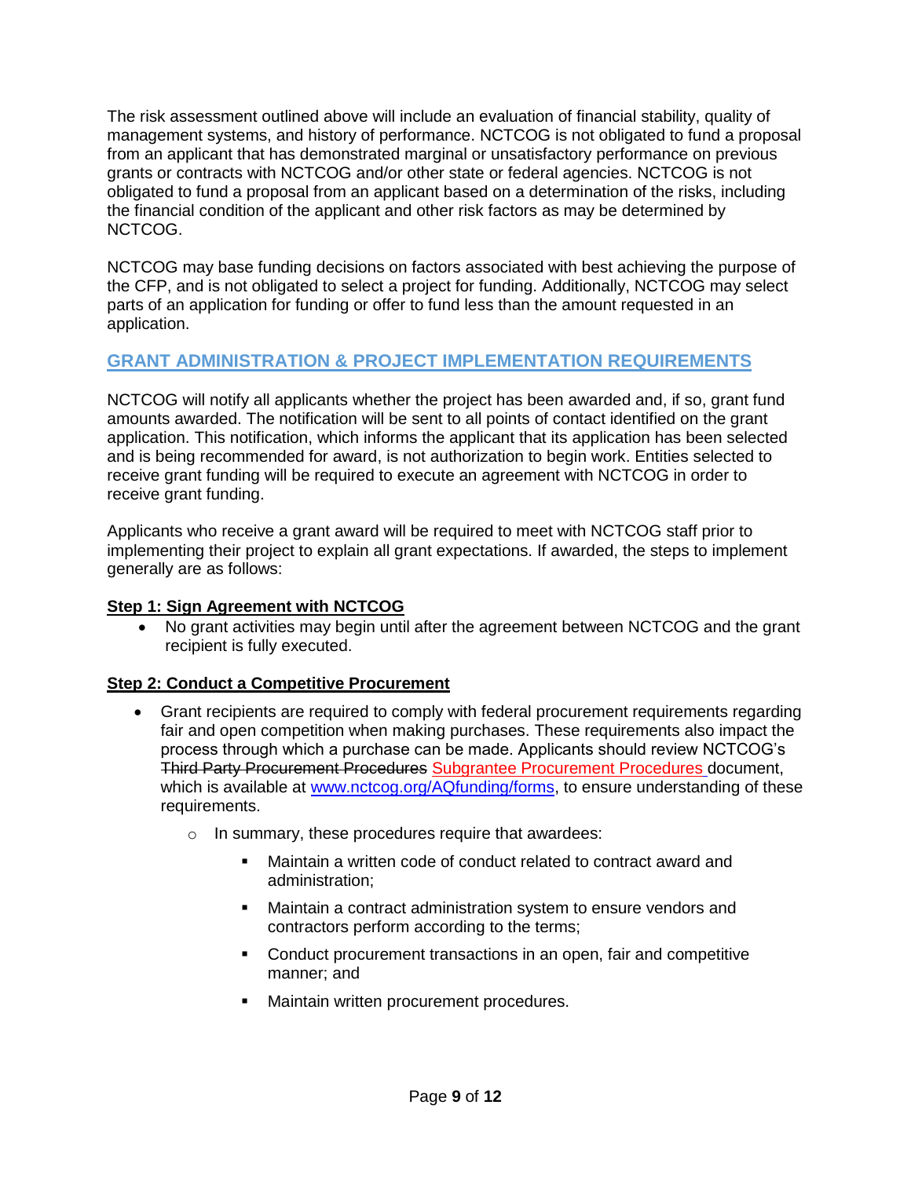The risk assessment outlined above will include an evaluation of financial stability, quality of management systems, and history of performance. NCTCOG is not obligated to fund a proposal from an applicant that has demonstrated marginal or unsatisfactory performance on previous grants or contracts with NCTCOG and/or other state or federal agencies. NCTCOG is not obligated to fund a proposal from an applicant based on a determination of the risks, including the financial condition of the applicant and other risk factors as may be determined by NCTCOG.

NCTCOG may base funding decisions on factors associated with best achieving the purpose of the CFP, and is not obligated to select a project for funding. Additionally, NCTCOG may select parts of an application for funding or offer to fund less than the amount requested in an application.

## GRANT ADMINISTRATION & PROJECT IMPLEMENTATION REQUIREMENTS

NCTCOG will notify all applicants whether the project has been awarded and, if so, grant fund amounts awarded. The notification will be sent to all points of contact identified on the grant application. This notification, which informs the applicant that its application has been selected and is being recommended for award, is not authorization to begin work. Entities selected to receive grant funding will be required to execute an agreement with NCTCOG in order to receive grant funding.

Applicants who receive a grant award will be required to meet with NCTCOG staff prior to implementing their project to explain all grant expectations. If awarded, the steps to implement generally are as follows:

**Step 1: Sign Agreement with NCTCOG**

- No grant activities may begin until after the agreement between NCTCOG and the grant recipient is fully executed.

**Step 2: Conduct a Competitive Procurement**

- Grant recipients are required to comply with federal procurement requirements regarding fair and open competition when making purchases. These requirements also impact the process through which a purchase can be made. Applicants should review NCTCOG's ~~Third Party Procurement Procedures~~ Subgrantee Procurement Procedures document, which is available at www.nctcog.org/AQfunding/forms, to ensure understanding of these requirements.
  - In summary, these procedures require that awardees:
    - Maintain a written code of conduct related to contract award and administration;
    - Maintain a contract administration system to ensure vendors and contractors perform according to the terms;
    - Conduct procurement transactions in an open, fair and competitive manner; and
    - Maintain written procurement procedures.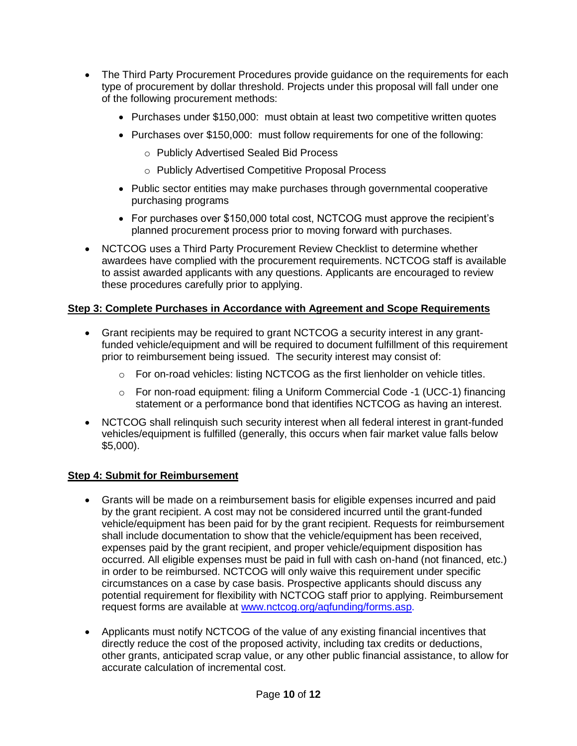- The Third Party Procurement Procedures provide guidance on the requirements for each type of procurement by dollar threshold. Projects under this proposal will fall under one of the following procurement methods:
  - Purchases under $150,000: must obtain at least two competitive written quotes
  - Purchases over $150,000: must follow requirements for one of the following:
    - Publicly Advertised Sealed Bid Process
    - Publicly Advertised Competitive Proposal Process
  - Public sector entities may make purchases through governmental cooperative purchasing programs
  - For purchases over $150,000 total cost, NCTCOG must approve the recipient's planned procurement process prior to moving forward with purchases.
- NCTCOG uses a Third Party Procurement Review Checklist to determine whether awardees have complied with the procurement requirements. NCTCOG staff is available to assist awarded applicants with any questions. Applicants are encouraged to review these procedures carefully prior to applying.

**Step 3: Complete Purchases in Accordance with Agreement and Scope Requirements**

- Grant recipients may be required to grant NCTCOG a security interest in any grant-funded vehicle/equipment and will be required to document fulfillment of this requirement prior to reimbursement being issued. The security interest may consist of:
  - For on-road vehicles: listing NCTCOG as the first lienholder on vehicle titles.
  - For non-road equipment: filing a Uniform Commercial Code -1 (UCC-1) financing statement or a performance bond that identifies NCTCOG as having an interest.
- NCTCOG shall relinquish such security interest when all federal interest in grant-funded vehicles/equipment is fulfilled (generally, this occurs when fair market value falls below $5,000).

**Step 4: Submit for Reimbursement**

- Grants will be made on a reimbursement basis for eligible expenses incurred and paid by the grant recipient. A cost may not be considered incurred until the grant-funded vehicle/equipment has been paid for by the grant recipient. Requests for reimbursement shall include documentation to show that the vehicle/equipment has been received, expenses paid by the grant recipient, and proper vehicle/equipment disposition has occurred. All eligible expenses must be paid in full with cash on-hand (not financed, etc.) in order to be reimbursed. NCTCOG will only waive this requirement under specific circumstances on a case by case basis. Prospective applicants should discuss any potential requirement for flexibility with NCTCOG staff prior to applying. Reimbursement request forms are available at www.nctcog.org/aqfunding/forms.asp.

- Applicants must notify NCTCOG of the value of any existing financial incentives that directly reduce the cost of the proposed activity, including tax credits or deductions, other grants, anticipated scrap value, or any other public financial assistance, to allow for accurate calculation of incremental cost.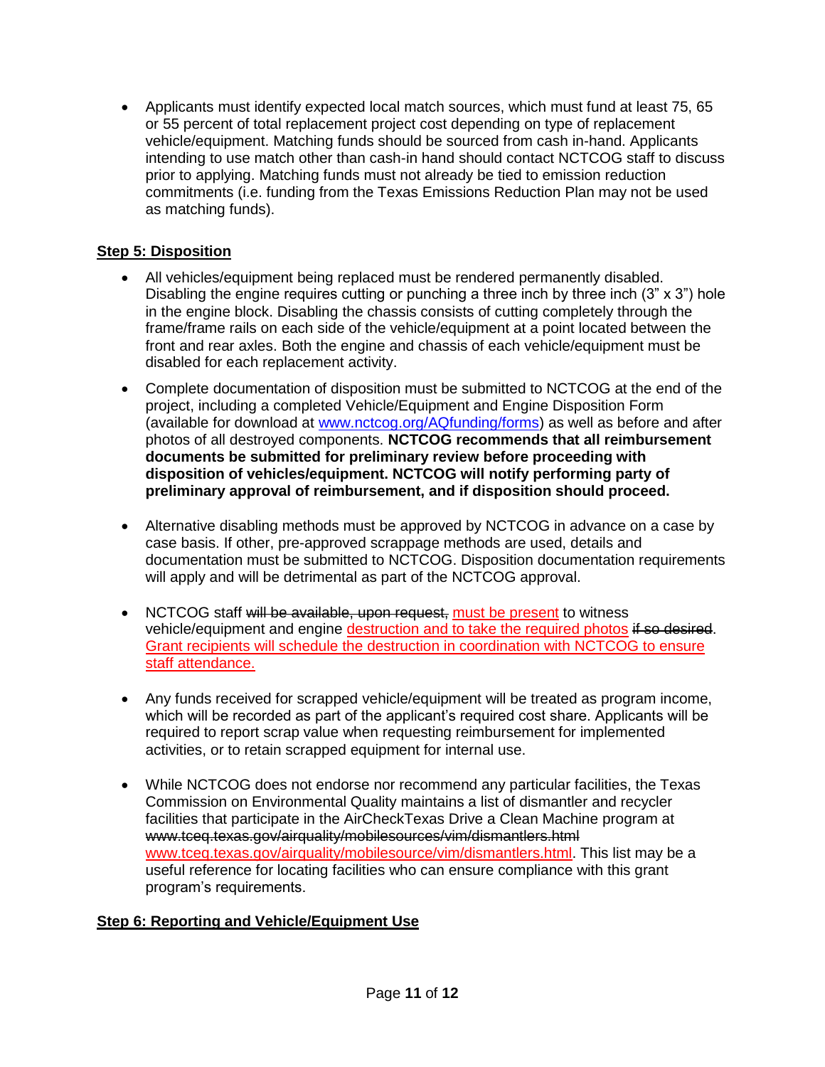- Applicants must identify expected local match sources, which must fund at least 75, 65 or 55 percent of total replacement project cost depending on type of replacement vehicle/equipment. Matching funds should be sourced from cash in-hand. Applicants intending to use match other than cash-in hand should contact NCTCOG staff to discuss prior to applying. Matching funds must not already be tied to emission reduction commitments (i.e. funding from the Texas Emissions Reduction Plan may not be used as matching funds).

## Step 5: Disposition

- All vehicles/equipment being replaced must be rendered permanently disabled. Disabling the engine requires cutting or punching a three inch by three inch (3" x 3") hole in the engine block. Disabling the chassis consists of cutting completely through the frame/frame rails on each side of the vehicle/equipment at a point located between the front and rear axles. Both the engine and chassis of each vehicle/equipment must be disabled for each replacement activity.

- Complete documentation of disposition must be submitted to NCTCOG at the end of the project, including a completed Vehicle/Equipment and Engine Disposition Form (available for download at www.nctcog.org/AQfunding/forms) as well as before and after photos of all destroyed components. **NCTCOG recommends that all reimbursement documents be submitted for preliminary review before proceeding with disposition of vehicles/equipment. NCTCOG will notify performing party of preliminary approval of reimbursement, and if disposition should proceed.**

- Alternative disabling methods must be approved by NCTCOG in advance on a case by case basis. If other, pre-approved scrappage methods are used, details and documentation must be submitted to NCTCOG. Disposition documentation requirements will apply and will be detrimental as part of the NCTCOG approval.

- NCTCOG staff ~~will be available, upon request,~~ must be present to witness vehicle/equipment and engine destruction and to take the required photos ~~if so desired~~. Grant recipients will schedule the destruction in coordination with NCTCOG to ensure staff attendance.

- Any funds received for scrapped vehicle/equipment will be treated as program income, which will be recorded as part of the applicant's required cost share. Applicants will be required to report scrap value when requesting reimbursement for implemented activities, or to retain scrapped equipment for internal use.

- While NCTCOG does not endorse nor recommend any particular facilities, the Texas Commission on Environmental Quality maintains a list of dismantler and recycler facilities that participate in the AirCheckTexas Drive a Clean Machine program at ~~www.tceq.texas.gov/airquality/mobilesources/vim/dismantlers.html~~ www.tceq.texas.gov/airquality/mobilesource/vim/dismantlers.html. This list may be a useful reference for locating facilities who can ensure compliance with this grant program's requirements.

## Step 6: Reporting and Vehicle/Equipment Use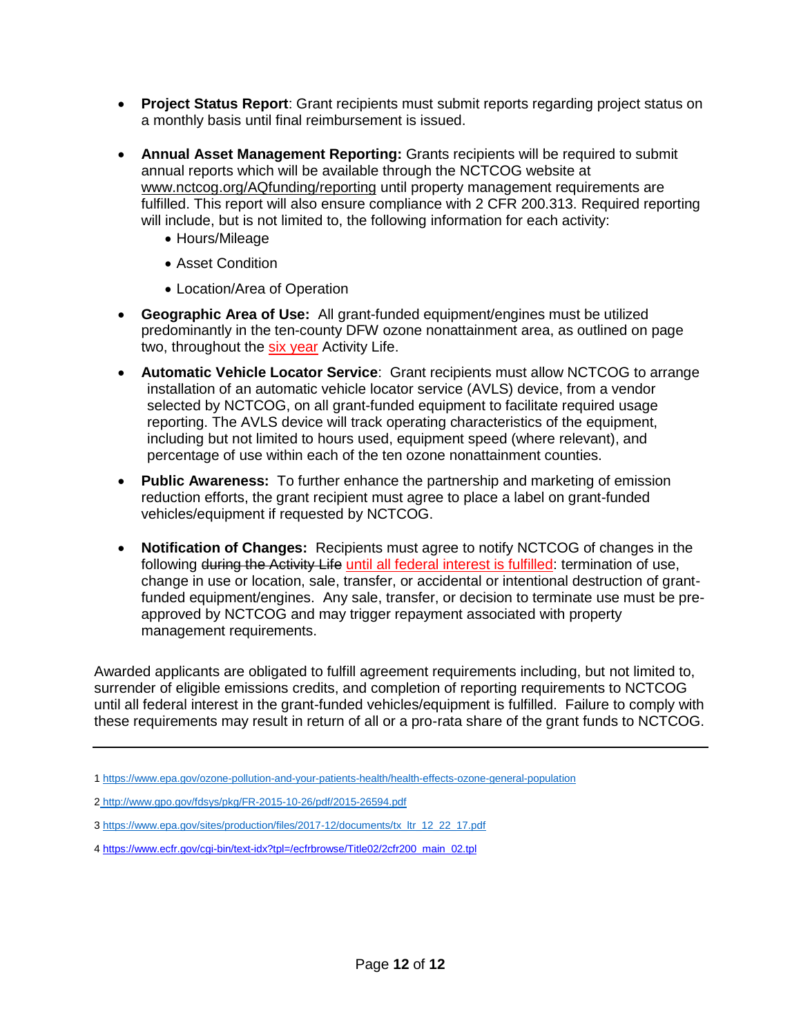- **Project Status Report**: Grant recipients must submit reports regarding project status on a monthly basis until final reimbursement is issued.

- **Annual Asset Management Reporting:** Grants recipients will be required to submit annual reports which will be available through the NCTCOG website at www.nctcog.org/AQfunding/reporting until property management requirements are fulfilled. This report will also ensure compliance with 2 CFR 200.313. Required reporting will include, but is not limited to, the following information for each activity:
  - Hours/Mileage
  - Asset Condition
  - Location/Area of Operation

- **Geographic Area of Use:** All grant-funded equipment/engines must be utilized predominantly in the ten-county DFW ozone nonattainment area, as outlined on page two, throughout the six year Activity Life.

- **Automatic Vehicle Locator Service**: Grant recipients must allow NCTCOG to arrange installation of an automatic vehicle locator service (AVLS) device, from a vendor selected by NCTCOG, on all grant-funded equipment to facilitate required usage reporting. The AVLS device will track operating characteristics of the equipment, including but not limited to hours used, equipment speed (where relevant), and percentage of use within each of the ten ozone nonattainment counties.

- **Public Awareness:** To further enhance the partnership and marketing of emission reduction efforts, the grant recipient must agree to place a label on grant-funded vehicles/equipment if requested by NCTCOG.

- **Notification of Changes:** Recipients must agree to notify NCTCOG of changes in the following ~~during the Activity Life~~ until all federal interest is fulfilled: termination of use, change in use or location, sale, transfer, or accidental or intentional destruction of grant-funded equipment/engines. Any sale, transfer, or decision to terminate use must be pre-approved by NCTCOG and may trigger repayment associated with property management requirements.

Awarded applicants are obligated to fulfill agreement requirements including, but not limited to, surrender of eligible emissions credits, and completion of reporting requirements to NCTCOG until all federal interest in the grant-funded vehicles/equipment is fulfilled. Failure to comply with these requirements may result in return of all or a pro-rata share of the grant funds to NCTCOG.

---

1 https://www.epa.gov/ozone-pollution-and-your-patients-health/health-effects-ozone-general-population

2 http://www.gpo.gov/fdsys/pkg/FR-2015-10-26/pdf/2015-26594.pdf

3 https://www.epa.gov/sites/production/files/2017-12/documents/tx_ltr_12_22_17.pdf

4 https://www.ecfr.gov/cgi-bin/text-idx?tpl=/ecfrbrowse/Title02/2cfr200_main_02.tpl